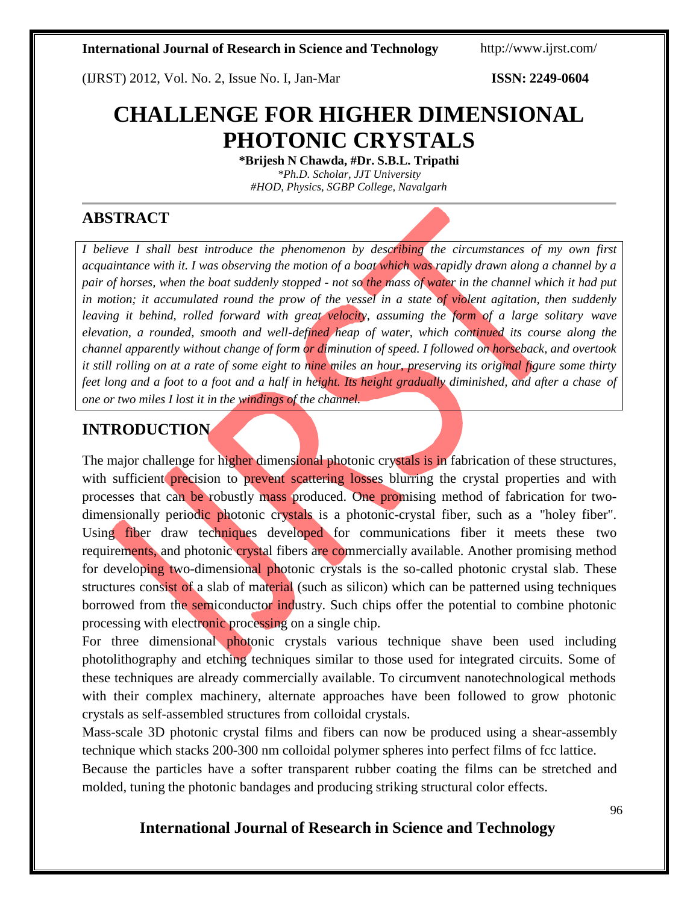# CHALLENGE FOR HIGHER DIMENSIONAL PHOTONIC CRYSTALS

**\*Brijesh N Chawda, #Dr. S.B.L. Tripathi**

*\*Ph.D. Scholar, JJT University*

*#HOD, Physics, SGBP College, Navalgarh*

## ABSTRACT

*I believe I shall best introduce the phenomenon by describing the circumstances of my own first acquaintance with it. I was observing the motion of a boat which was rapidly drawn along a channel by a pair of horses, when the boat suddenly stopped - not so the mass of water in the channel which it had put in motion; it accumulated round the prow of the vessel in a state of violent agitation, then suddenly leaving it behind, rolled forward with great velocity, assuming the form of a large solitary wave elevation, a rounded, smooth and well-defined heap of water, which continued its course along the channel apparently without change of form or diminution of speed. I followed on horseback, and overtook it still rolling on at a rate of some eight to nine miles an hour, preserving its original figure some thirty feet long and a foot to a foot and a half in height. Its height gradually diminished, and after a chase of one or two miles I lost it in the windings of the channel.*

## INTRODUCTION

The major challenge for higher dimensional photonic crystals is in fabrication of these structures, with sufficient precision to prevent scattering losses blurring the crystal properties and with processes that can be robustly mass produced. One promising method of fabrication for two-dimensionally periodic photonic crystals is a photonic-crystal fiber, such as a "holey fiber". Using fiber draw techniques developed for communications fiber it meets these two requirements, and photonic crystal fibers are commercially available. Another promising method for developing two-dimensional photonic crystals is the so-called photonic crystal slab. These structures consist of a slab of material (such as silicon) which can be patterned using techniques borrowed from the semiconductor industry. Such chips offer the potential to combine photonic processing with electronic processing on a single chip.

For three dimensional photonic crystals various technique shave been used including photolithography and etching techniques similar to those used for integrated circuits. Some of these techniques are already commercially available. To circumvent nanotechnological methods with their complex machinery, alternate approaches have been followed to grow photonic crystals as self-assembled structures from colloidal crystals.

Mass-scale 3D photonic crystal films and fibers can now be produced using a shear-assembly technique which stacks 200-300 nm colloidal polymer spheres into perfect films of fcc lattice.

Because the particles have a softer transparent rubber coating the films can be stretched and molded, tuning the photonic bandages and producing striking structural color effects.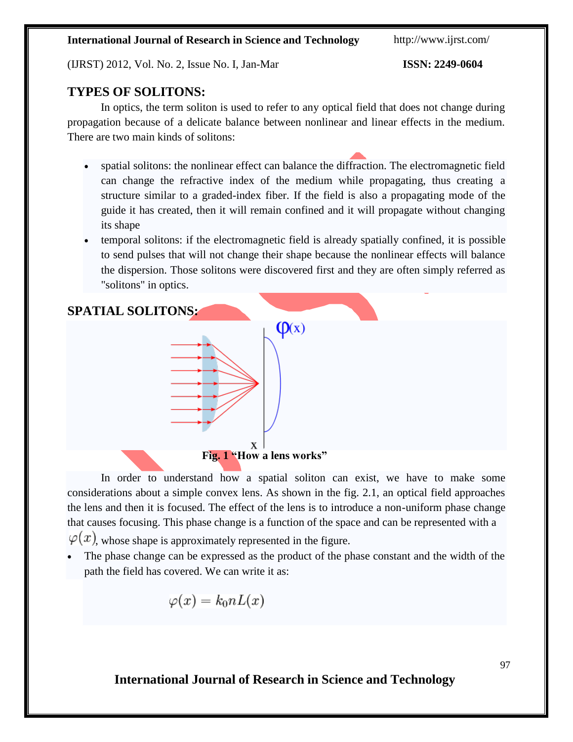## TYPES OF SOLITONS:

In optics, the term soliton is used to refer to any optical field that does not change during propagation because of a delicate balance between nonlinear and linear effects in the medium. There are two main kinds of solitons:

- spatial solitons: the nonlinear effect can balance the diffraction. The electromagnetic field can change the refractive index of the medium while propagating, thus creating a structure similar to a graded-index fiber. If the field is also a propagating mode of the guide it has created, then it will remain confined and it will propagate without changing its shape
- temporal solitons: if the electromagnetic field is already spatially confined, it is possible to send pulses that will not change their shape because the nonlinear effects will balance the dispersion. Those solitons were discovered first and they are often simply referred as "solitons" in optics.

## SPATIAL SOLITONS:

**Fig. 1 "How a lens works"**

In order to understand how a spatial soliton can exist, we have to make some considerations about a simple convex lens. As shown in the fig. 2.1, an optical field approaches the lens and then it is focused. The effect of the lens is to introduce a non-uniform phase change that causes focusing. This phase change is a function of the space and can be represented with a $\varphi(x)$, whose shape is approximately represented in the figure.

- The phase change can be expressed as the product of the phase constant and the width of the path the field has covered. We can write it as:

$$\varphi(x) = k_0 n L(x)$$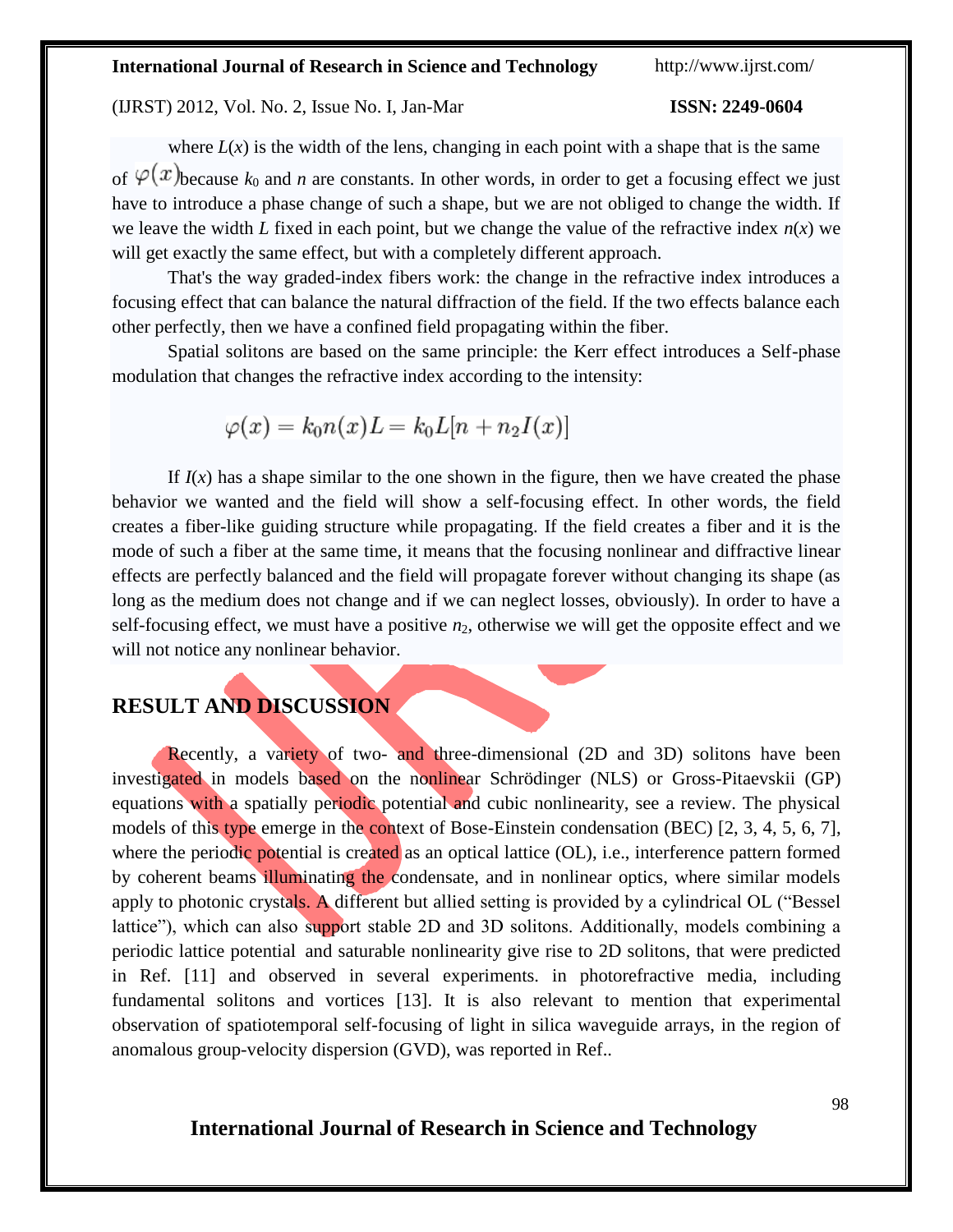where $L(x)$ is the width of the lens, changing in each point with a shape that is the same of $\varphi(x)$ because $k_0$ and $n$ are constants. In other words, in order to get a focusing effect we just have to introduce a phase change of such a shape, but we are not obliged to change the width. If we leave the width $L$ fixed in each point, but we change the value of the refractive index $n(x)$ we will get exactly the same effect, but with a completely different approach.

That's the way graded-index fibers work: the change in the refractive index introduces a focusing effect that can balance the natural diffraction of the field. If the two effects balance each other perfectly, then we have a confined field propagating within the fiber.

Spatial solitons are based on the same principle: the Kerr effect introduces a Self-phase modulation that changes the refractive index according to the intensity:

$$\varphi(x) = k_0 n(x) L = k_0 L[n + n_2 I(x)]$$

If $I(x)$ has a shape similar to the one shown in the figure, then we have created the phase behavior we wanted and the field will show a self-focusing effect. In other words, the field creates a fiber-like guiding structure while propagating. If the field creates a fiber and it is the mode of such a fiber at the same time, it means that the focusing nonlinear and diffractive linear effects are perfectly balanced and the field will propagate forever without changing its shape (as long as the medium does not change and if we can neglect losses, obviously). In order to have a self-focusing effect, we must have a positive $n_2$, otherwise we will get the opposite effect and we will not notice any nonlinear behavior.

## RESULT AND DISCUSSION

Recently, a variety of two- and three-dimensional (2D and 3D) solitons have been investigated in models based on the nonlinear Schrödinger (NLS) or Gross-Pitaevskii (GP) equations with a spatially periodic potential and cubic nonlinearity, see a review. The physical models of this type emerge in the context of Bose-Einstein condensation (BEC) [2, 3, 4, 5, 6, 7], where the periodic potential is created as an optical lattice (OL), i.e., interference pattern formed by coherent beams illuminating the condensate, and in nonlinear optics, where similar models apply to photonic crystals. A different but allied setting is provided by a cylindrical OL ("Bessel lattice"), which can also support stable 2D and 3D solitons. Additionally, models combining a periodic lattice potential and saturable nonlinearity give rise to 2D solitons, that were predicted in Ref. [11] and observed in several experiments. in photorefractive media, including fundamental solitons and vortices [13]. It is also relevant to mention that experimental observation of spatiotemporal self-focusing of light in silica waveguide arrays, in the region of anomalous group-velocity dispersion (GVD), was reported in Ref..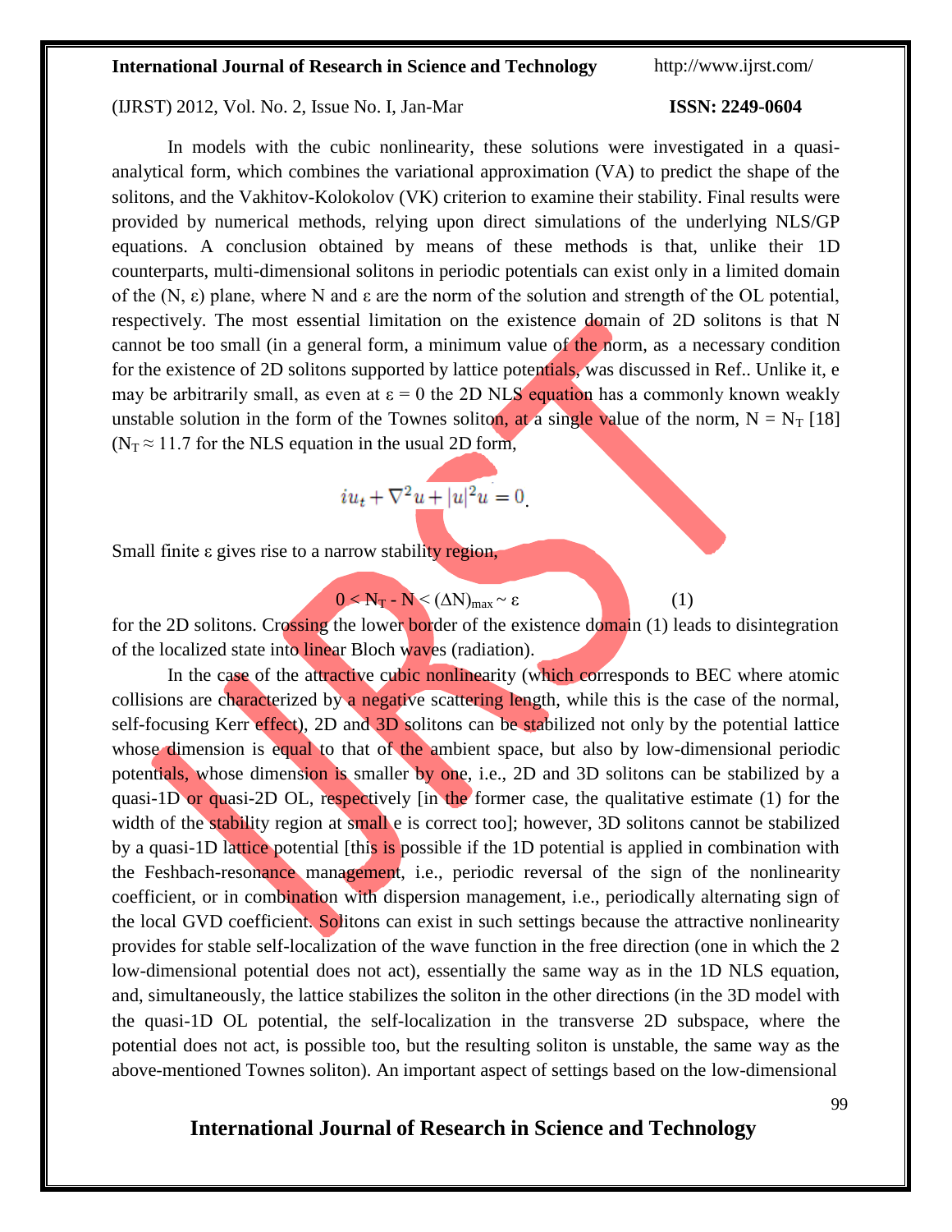In models with the cubic nonlinearity, these solutions were investigated in a quasi-analytical form, which combines the variational approximation (VA) to predict the shape of the solitons, and the Vakhitov-Kolokolov (VK) criterion to examine their stability. Final results were provided by numerical methods, relying upon direct simulations of the underlying NLS/GP equations. A conclusion obtained by means of these methods is that, unlike their 1D counterparts, multi-dimensional solitons in periodic potentials can exist only in a limited domain of the (N, ε) plane, where N and ε are the norm of the solution and strength of the OL potential, respectively. The most essential limitation on the existence domain of 2D solitons is that N cannot be too small (in a general form, a minimum value of the norm, as a necessary condition for the existence of 2D solitons supported by lattice potentials, was discussed in Ref.. Unlike it, e may be arbitrarily small, as even at ε = 0 the 2D NLS equation has a commonly known weakly unstable solution in the form of the Townes soliton, at a single value of the norm, $N = N_T$ [18] ($N_T \approx 11.7$ for the NLS equation in the usual 2D form,

$$iu_t + \nabla^2 u + |u|^2 u = 0.$$

Small finite ε gives rise to a narrow stability region,

$$0 < N_T - N < (\Delta N)_{max} \sim \varepsilon \qquad (1)$$

for the 2D solitons. Crossing the lower border of the existence domain (1) leads to disintegration of the localized state into linear Bloch waves (radiation).

In the case of the attractive cubic nonlinearity (which corresponds to BEC where atomic collisions are characterized by a negative scattering length, while this is the case of the normal, self-focusing Kerr effect), 2D and 3D solitons can be stabilized not only by the potential lattice whose dimension is equal to that of the ambient space, but also by low-dimensional periodic potentials, whose dimension is smaller by one, i.e., 2D and 3D solitons can be stabilized by a quasi-1D or quasi-2D OL, respectively [in the former case, the qualitative estimate (1) for the width of the stability region at small e is correct too]; however, 3D solitons cannot be stabilized by a quasi-1D lattice potential [this is possible if the 1D potential is applied in combination with the Feshbach-resonance management, i.e., periodic reversal of the sign of the nonlinearity coefficient, or in combination with dispersion management, i.e., periodically alternating sign of the local GVD coefficient. Solitons can exist in such settings because the attractive nonlinearity provides for stable self-localization of the wave function in the free direction (one in which the 2 low-dimensional potential does not act), essentially the same way as in the 1D NLS equation, and, simultaneously, the lattice stabilizes the soliton in the other directions (in the 3D model with the quasi-1D OL potential, the self-localization in the transverse 2D subspace, where the potential does not act, is possible too, but the resulting soliton is unstable, the same way as the above-mentioned Townes soliton). An important aspect of settings based on the low-dimensional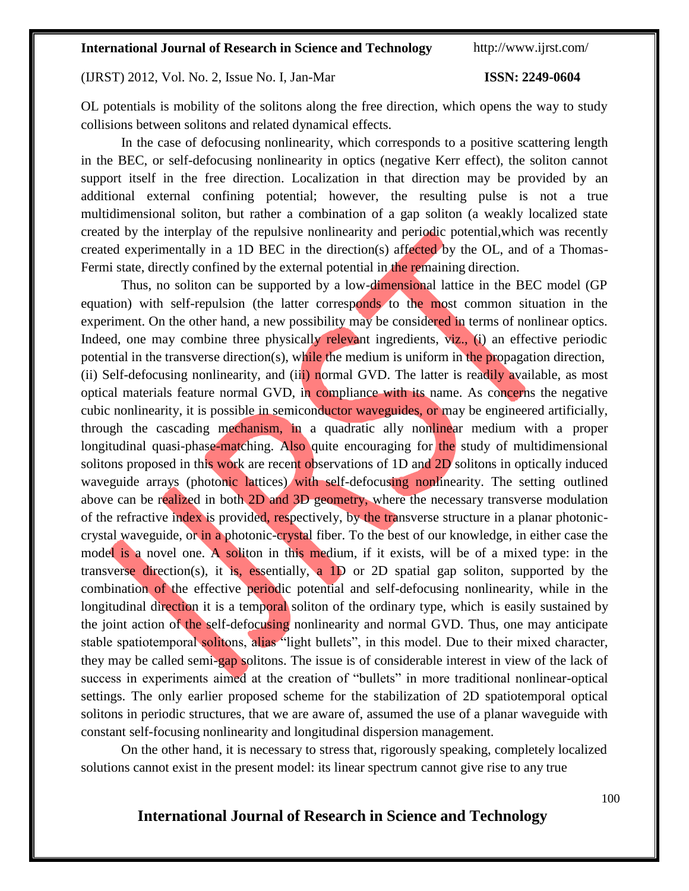OL potentials is mobility of the solitons along the free direction, which opens the way to study collisions between solitons and related dynamical effects.

In the case of defocusing nonlinearity, which corresponds to a positive scattering length in the BEC, or self-defocusing nonlinearity in optics (negative Kerr effect), the soliton cannot support itself in the free direction. Localization in that direction may be provided by an additional external confining potential; however, the resulting pulse is not a true multidimensional soliton, but rather a combination of a gap soliton (a weakly localized state created by the interplay of the repulsive nonlinearity and periodic potential,which was recently created experimentally in a 1D BEC in the direction(s) affected by the OL, and of a Thomas-Fermi state, directly confined by the external potential in the remaining direction.

Thus, no soliton can be supported by a low-dimensional lattice in the BEC model (GP equation) with self-repulsion (the latter corresponds to the most common situation in the experiment. On the other hand, a new possibility may be considered in terms of nonlinear optics. Indeed, one may combine three physically relevant ingredients, viz., (i) an effective periodic potential in the transverse direction(s), while the medium is uniform in the propagation direction, (ii) Self-defocusing nonlinearity, and (iii) normal GVD. The latter is readily available, as most optical materials feature normal GVD, in compliance with its name. As concerns the negative cubic nonlinearity, it is possible in semiconductor waveguides, or may be engineered artificially, through the cascading mechanism, in a quadratic ally nonlinear medium with a proper longitudinal quasi-phase-matching. Also quite encouraging for the study of multidimensional solitons proposed in this work are recent observations of 1D and 2D solitons in optically induced waveguide arrays (photonic lattices) with self-defocusing nonlinearity. The setting outlined above can be realized in both 2D and 3D geometry, where the necessary transverse modulation of the refractive index is provided, respectively, by the transverse structure in a planar photonic-crystal waveguide, or in a photonic-crystal fiber. To the best of our knowledge, in either case the model is a novel one. A soliton in this medium, if it exists, will be of a mixed type: in the transverse direction(s), it is, essentially, a 1D or 2D spatial gap soliton, supported by the combination of the effective periodic potential and self-defocusing nonlinearity, while in the longitudinal direction it is a temporal soliton of the ordinary type, which is easily sustained by the joint action of the self-defocusing nonlinearity and normal GVD. Thus, one may anticipate stable spatiotemporal solitons, alias "light bullets", in this model. Due to their mixed character, they may be called semi-gap solitons. The issue is of considerable interest in view of the lack of success in experiments aimed at the creation of "bullets" in more traditional nonlinear-optical settings. The only earlier proposed scheme for the stabilization of 2D spatiotemporal optical solitons in periodic structures, that we are aware of, assumed the use of a planar waveguide with constant self-focusing nonlinearity and longitudinal dispersion management.

On the other hand, it is necessary to stress that, rigorously speaking, completely localized solutions cannot exist in the present model: its linear spectrum cannot give rise to any true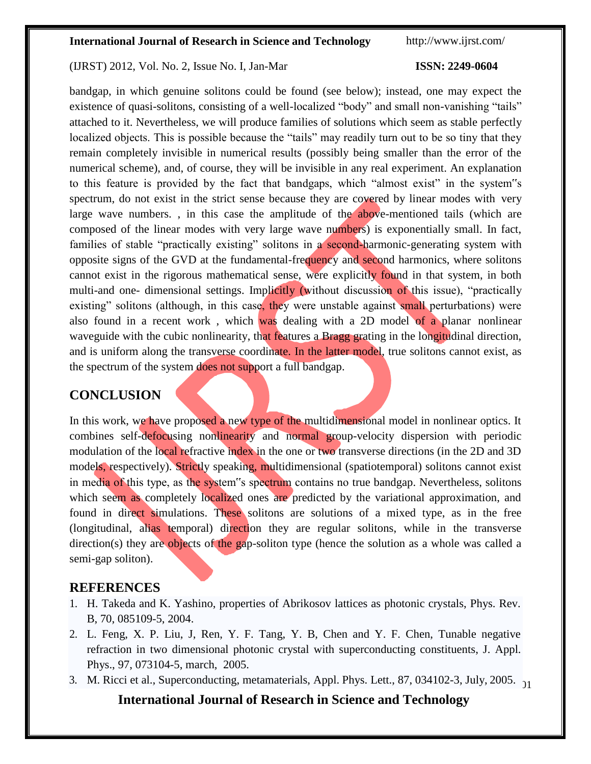bandgap, in which genuine solitons could be found (see below); instead, one may expect the existence of quasi-solitons, consisting of a well-localized "body" and small non-vanishing "tails" attached to it. Nevertheless, we will produce families of solutions which seem as stable perfectly localized objects. This is possible because the "tails" may readily turn out to be so tiny that they remain completely invisible in numerical results (possibly being smaller than the error of the numerical scheme), and, of course, they will be invisible in any real experiment. An explanation to this feature is provided by the fact that bandgaps, which "almost exist" in the system‟s spectrum, do not exist in the strict sense because they are covered by linear modes with very large wave numbers. , in this case the amplitude of the above-mentioned tails (which are composed of the linear modes with very large wave numbers) is exponentially small. In fact, families of stable "practically existing" solitons in a second-harmonic-generating system with opposite signs of the GVD at the fundamental-frequency and second harmonics, where solitons cannot exist in the rigorous mathematical sense, were explicitly found in that system, in both multi-and one- dimensional settings. Implicitly (without discussion of this issue), "practically existing" solitons (although, in this case, they were unstable against small perturbations) were also found in a recent work , which was dealing with a 2D model of a planar nonlinear waveguide with the cubic nonlinearity, that features a Bragg grating in the longitudinal direction, and is uniform along the transverse coordinate. In the latter model, true solitons cannot exist, as the spectrum of the system does not support a full bandgap.

## CONCLUSION

In this work, we have proposed a new type of the multidimensional model in nonlinear optics. It combines self-defocusing nonlinearity and normal group-velocity dispersion with periodic modulation of the local refractive index in the one or two transverse directions (in the 2D and 3D models, respectively). Strictly speaking, multidimensional (spatiotemporal) solitons cannot exist in media of this type, as the system‟s spectrum contains no true bandgap. Nevertheless, solitons which seem as completely localized ones are predicted by the variational approximation, and found in direct simulations. These solitons are solutions of a mixed type, as in the free (longitudinal, alias temporal) direction they are regular solitons, while in the transverse direction(s) they are objects of the gap-soliton type (hence the solution as a whole was called a semi-gap soliton).

## REFERENCES

1. H. Takeda and K. Yashino, properties of Abrikosov lattices as photonic crystals, Phys. Rev. B, 70, 085109-5, 2004.
2. L. Feng, X. P. Liu, J, Ren, Y. F. Tang, Y. B, Chen and Y. F. Chen, Tunable negative refraction in two dimensional photonic crystal with superconducting constituents, J. Appl. Phys., 97, 073104-5, march, 2005.
3. M. Ricci et al., Superconducting, metamaterials, Appl. Phys. Lett., 87, 034102-3, July, 2005.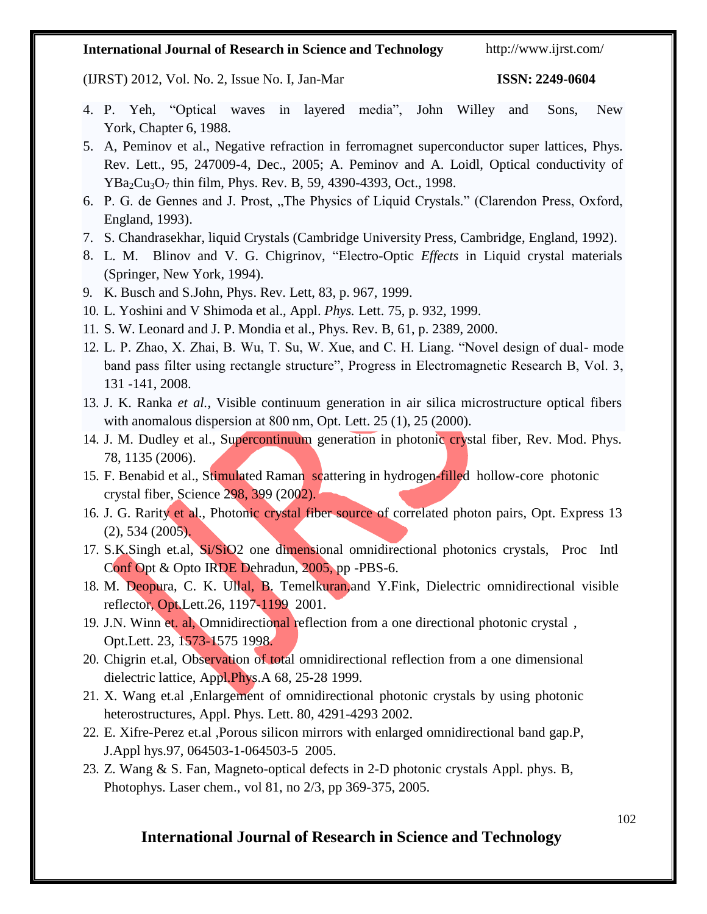4. P. Yeh, "Optical waves in layered media", John Willey and Sons, New York, Chapter 6, 1988.
5. A, Peminov et al., Negative refraction in ferromagnet superconductor super lattices, Phys. Rev. Lett., 95, 247009-4, Dec., 2005; A. Peminov and A. Loidl, Optical conductivity of $YBa_2Cu_3O_7$ thin film, Phys. Rev. B, 59, 4390-4393, Oct., 1998.
6. P. G. de Gennes and J. Prost, „The Physics of Liquid Crystals." (Clarendon Press, Oxford, England, 1993).
7. S. Chandrasekhar, liquid Crystals (Cambridge University Press, Cambridge, England, 1992).
8. L. M. Blinov and V. G. Chigrinov, "Electro-Optic *Effects* in Liquid crystal materials (Springer, New York, 1994).
9. K. Busch and S.John, Phys. Rev. Lett, 83, p. 967, 1999.
10. L. Yoshini and V Shimoda et al., Appl. *Phys.* Lett. 75, p. 932, 1999.
11. S. W. Leonard and J. P. Mondia et al., Phys. Rev. B, 61, p. 2389, 2000.
12. L. P. Zhao, X. Zhai, B. Wu, T. Su, W. Xue, and C. H. Liang. "Novel design of dual- mode band pass filter using rectangle structure", Progress in Electromagnetic Research B, Vol. 3, 131 -141, 2008.
13. J. K. Ranka *et al.*, Visible continuum generation in air silica microstructure optical fibers with anomalous dispersion at 800 nm, Opt. Lett. 25 (1), 25 (2000).
14. J. M. Dudley et al., Supercontinuum generation in photonic crystal fiber, Rev. Mod. Phys. 78, 1135 (2006).
15. F. Benabid et al., Stimulated Raman scattering in hydrogen-filled hollow-core photonic crystal fiber, Science 298, 399 (2002).
16. J. G. Rarity et al., Photonic crystal fiber source of correlated photon pairs, Opt. Express 13 (2), 534 (2005).
17. S.K.Singh et.al, Si/SiO2 one dimensional omnidirectional photonics crystals, Proc Intl Conf Opt & Opto IRDE Dehradun, 2005, pp -PBS-6.
18. M. Deopura, C. K. Ullal, B. Temelkuran,and Y.Fink, Dielectric omnidirectional visible reflector, Opt.Lett.26, 1197-1199 2001.
19. J.N. Winn et. al, Omnidirectional reflection from a one directional photonic crystal , Opt.Lett. 23, 1573-1575 1998.
20. Chigrin et.al, Observation of total omnidirectional reflection from a one dimensional dielectric lattice, Appl.Phys.A 68, 25-28 1999.
21. X. Wang et.al ,Enlargement of omnidirectional photonic crystals by using photonic heterostructures, Appl. Phys. Lett. 80, 4291-4293 2002.
22. E. Xifre-Perez et.al ,Porous silicon mirrors with enlarged omnidirectional band gap.P, J.Appl hys.97, 064503-1-064503-5 2005.
23. Z. Wang & S. Fan, Magneto-optical defects in 2-D photonic crystals Appl. phys. B, Photophys. Laser chem., vol 81, no 2/3, pp 369-375, 2005.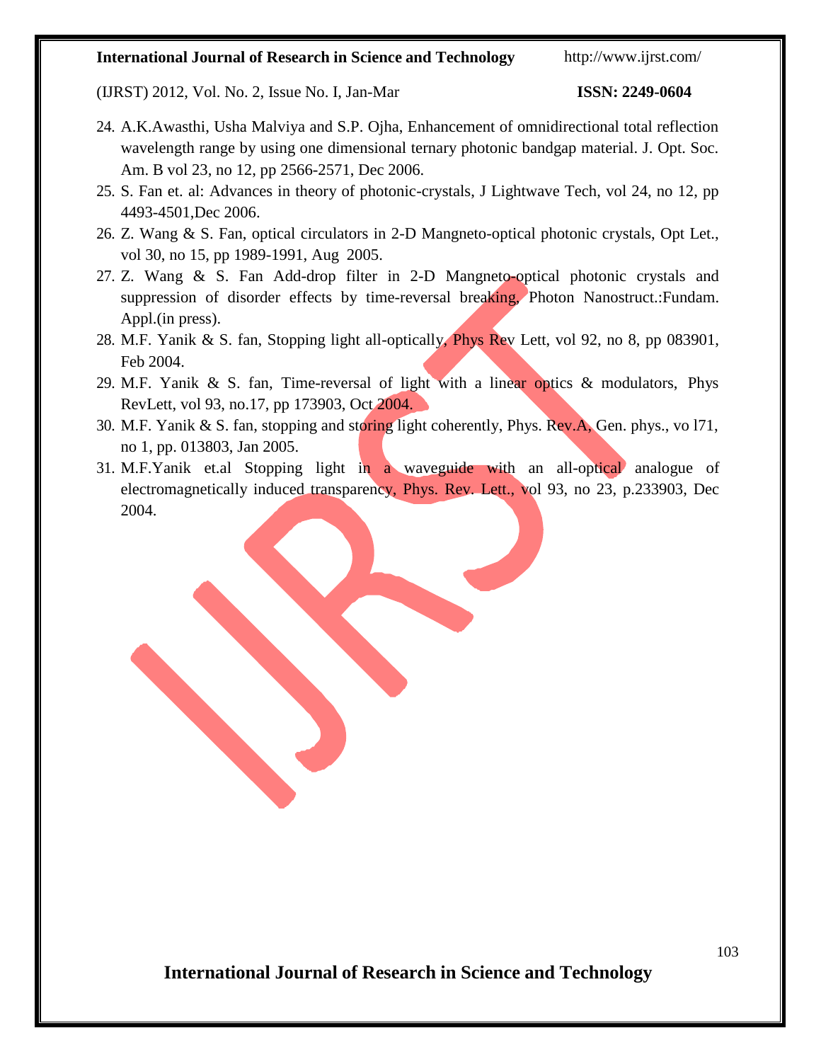24. A.K.Awasthi, Usha Malviya and S.P. Ojha, Enhancement of omnidirectional total reflection wavelength range by using one dimensional ternary photonic bandgap material. J. Opt. Soc. Am. B vol 23, no 12, pp 2566-2571, Dec 2006.
25. S. Fan et. al: Advances in theory of photonic-crystals, J Lightwave Tech, vol 24, no 12, pp 4493-4501,Dec 2006.
26. Z. Wang & S. Fan, optical circulators in 2-D Mangneto-optical photonic crystals, Opt Let., vol 30, no 15, pp 1989-1991, Aug 2005.
27. Z. Wang & S. Fan Add-drop filter in 2-D Mangneto-optical photonic crystals and suppression of disorder effects by time-reversal breaking, Photon Nanostruct.:Fundam. Appl.(in press).
28. M.F. Yanik & S. fan, Stopping light all-optically, Phys Rev Lett, vol 92, no 8, pp 083901, Feb 2004.
29. M.F. Yanik & S. fan, Time-reversal of light with a linear optics & modulators, Phys RevLett, vol 93, no.17, pp 173903, Oct 2004.
30. M.F. Yanik & S. fan, stopping and storing light coherently, Phys. Rev.A, Gen. phys., vo l71, no 1, pp. 013803, Jan 2005.
31. M.F.Yanik et.al Stopping light in a waveguide with an all-optical analogue of electromagnetically induced transparency, Phys. Rev. Lett., vol 93, no 23, p.233903, Dec 2004.